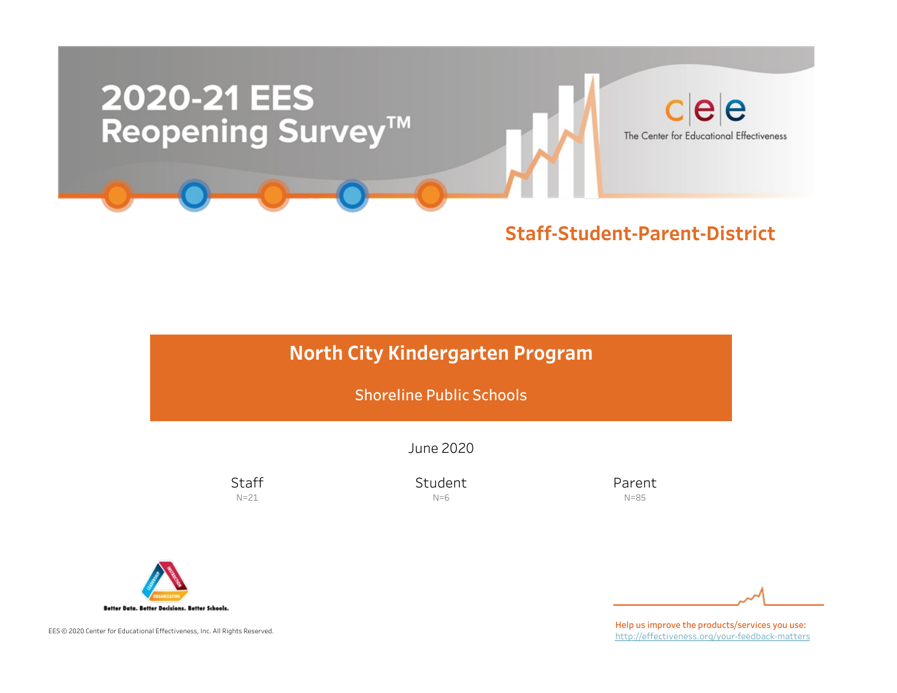# 2020-21 EES Reopening Survey™

The Center for Educational Effectiveness

## Staff-Student-Parent-District

## North City Kindergarten Program

Shoreline Public Schools

June 2020

| Staff | Student | Parent |
|---|---|---|
| N=21 | N=6 | N=85 |

Better Data. Better Decisions. Better Schools.

EES © 2020 Center for Educational Effectiveness, Inc. All Rights Reserved.

Help us improve the products/services you use:
http://effectiveness.org/your-feedback-matters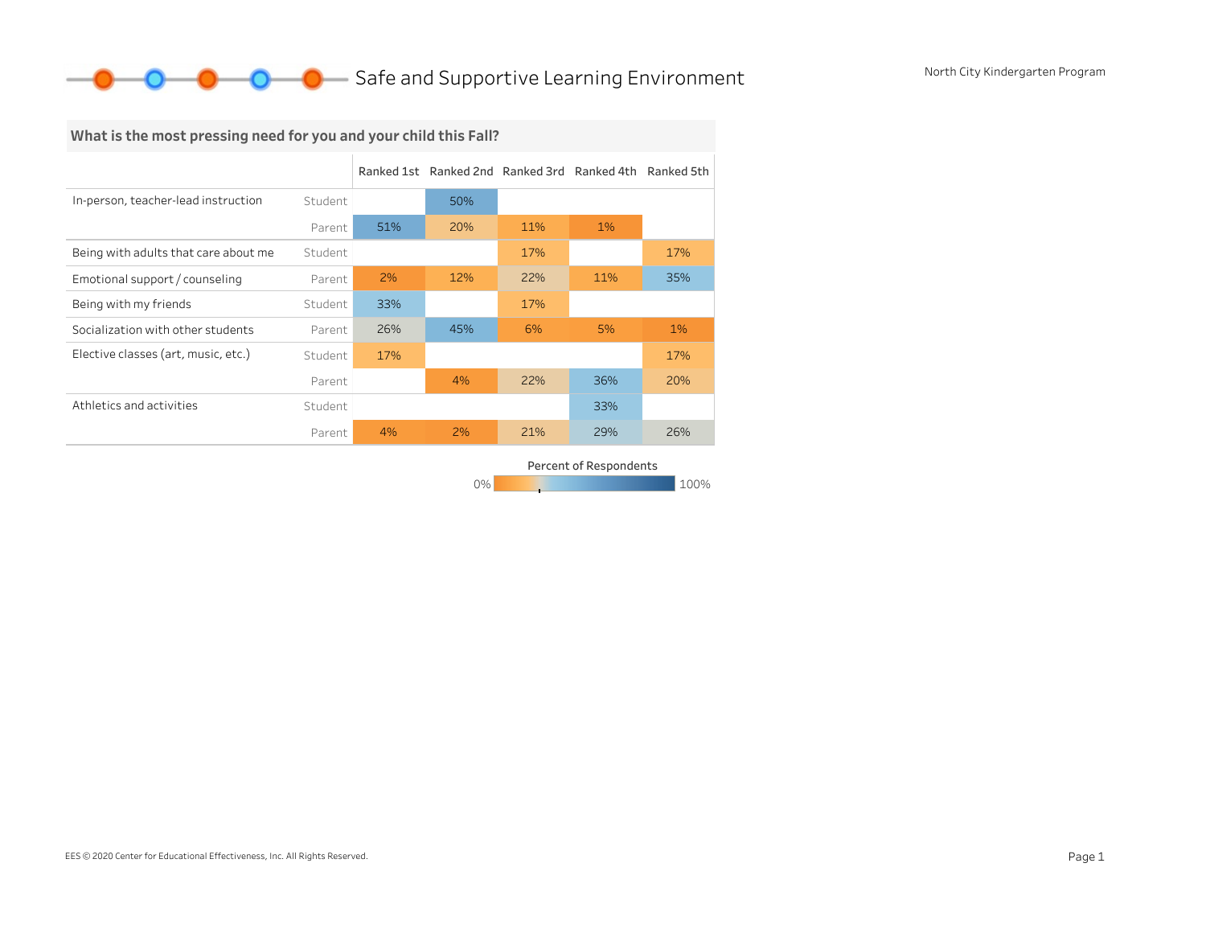# Safe and Supportive Learning Environment

North City Kindergarten Program

## What is the most pressing need for you and your child this Fall?

| | | Ranked 1st | Ranked 2nd | Ranked 3rd | Ranked 4th | Ranked 5th |
|---|---|---|---|---|---|---|
| In-person, teacher-lead instruction | Student | | 50% | | | |
| | Parent | 51% | 20% | 11% | 1% | |
| Being with adults that care about me | Student | | | 17% | | 17% |
| Emotional support / counseling | Parent | 2% | 12% | 22% | 11% | 35% |
| Being with my friends | Student | 33% | | 17% | | |
| Socialization with other students | Parent | 26% | 45% | 6% | 5% | 1% |
| Elective classes (art, music, etc.) | Student | 17% | | | | 17% |
| | Parent | | 4% | 22% | 36% | 20% |
| Athletics and activities | Student | | | | 33% | |
| | Parent | 4% | 2% | 21% | 29% | 26% |

Percent of Respondents: 0% – 100%

EES © 2020 Center for Educational Effectiveness, Inc. All Rights Reserved.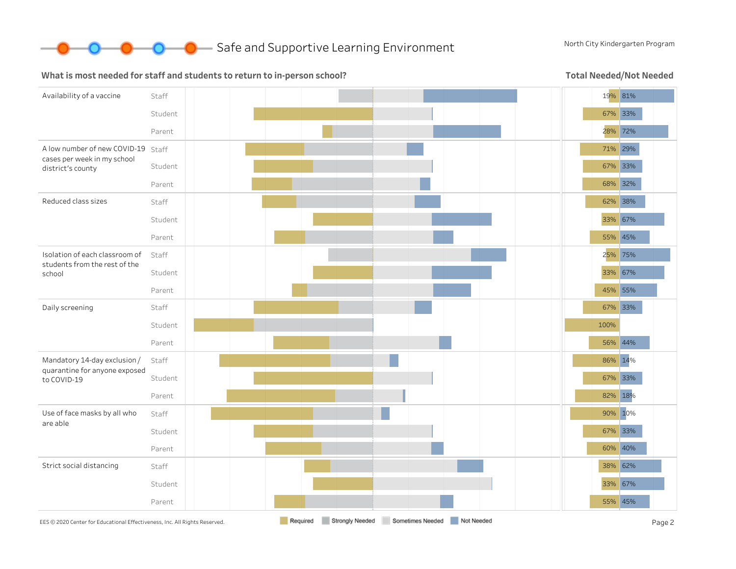## Safe and Supportive Learning Environment

North City Kindergarten Program

### What is most needed for staff and students to return to in-person school?

**Total Needed/Not Needed**

| Item | Group | Needed | Not Needed |
|---|---|---|---|
| Availability of a vaccine | Staff | 19% | 81% |
| | Student | 67% | 33% |
| | Parent | 28% | 72% |
| A low number of new COVID-19 cases per week in my school district's county | Staff | 71% | 29% |
| | Student | 67% | 33% |
| | Parent | 68% | 32% |
| Reduced class sizes | Staff | 62% | 38% |
| | Student | 33% | 67% |
| | Parent | 55% | 45% |
| Isolation of each classroom of students from the rest of the school | Staff | 25% | 75% |
| | Student | 33% | 67% |
| | Parent | 45% | 55% |
| Daily screening | Staff | 67% | 33% |
| | Student | 100% | |
| | Parent | 56% | 44% |
| Mandatory 14-day exclusion / quarantine for anyone exposed to COVID-19 | Staff | 86% | 14% |
| | Student | 67% | 33% |
| | Parent | 82% | 18% |
| Use of face masks by all who are able | Staff | 90% | 10% |
| | Student | 67% | 33% |
| | Parent | 60% | 40% |
| Strict social distancing | Staff | 38% | 62% |
| | Student | 33% | 67% |
| | Parent | 55% | 45% |

Legend: Required, Strongly Needed, Sometimes Needed, Not Needed

EES © 2020 Center for Educational Effectiveness, Inc. All Rights Reserved.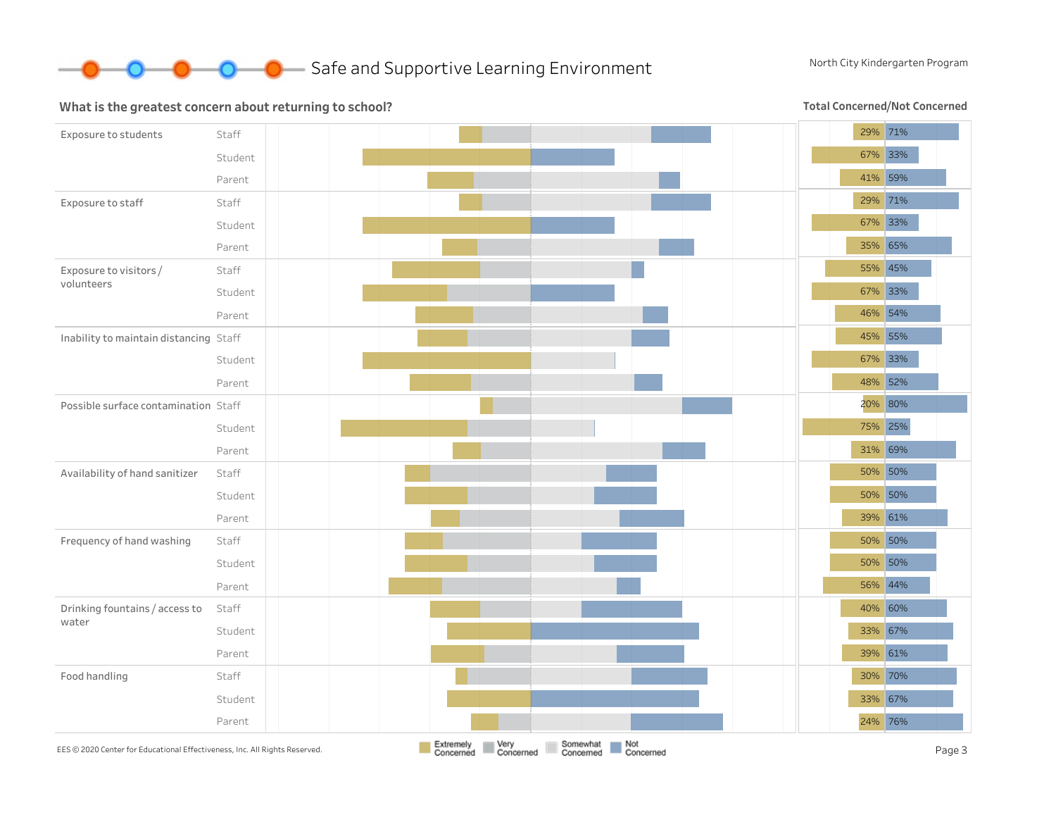# Safe and Supportive Learning Environment

North City Kindergarten Program

## What is the greatest concern about returning to school?

**Total Concerned/Not Concerned**

| Concern | Group | Total Concerned | Not Concerned |
|---|---|---|---|
| Exposure to students | Staff | 29% | 71% |
| | Student | 67% | 33% |
| | Parent | 41% | 59% |
| Exposure to staff | Staff | 29% | 71% |
| | Student | 67% | 33% |
| | Parent | 35% | 65% |
| Exposure to visitors / volunteers | Staff | 55% | 45% |
| | Student | 67% | 33% |
| | Parent | 46% | 54% |
| Inability to maintain distancing | Staff | 45% | 55% |
| | Student | 67% | 33% |
| | Parent | 48% | 52% |
| Possible surface contamination | Staff | 20% | 80% |
| | Student | 75% | 25% |
| | Parent | 31% | 69% |
| Availability of hand sanitizer | Staff | 50% | 50% |
| | Student | 50% | 50% |
| | Parent | 39% | 61% |
| Frequency of hand washing | Staff | 50% | 50% |
| | Student | 50% | 50% |
| | Parent | 56% | 44% |
| Drinking fountains / access to water | Staff | 40% | 60% |
| | Student | 33% | 67% |
| | Parent | 39% | 61% |
| Food handling | Staff | 30% | 70% |
| | Student | 33% | 67% |
| | Parent | 24% | 76% |

Legend: Extremely Concerned, Very Concerned, Somewhat Concerned, Not Concerned

EES © 2020 Center for Educational Effectiveness, Inc. All Rights Reserved.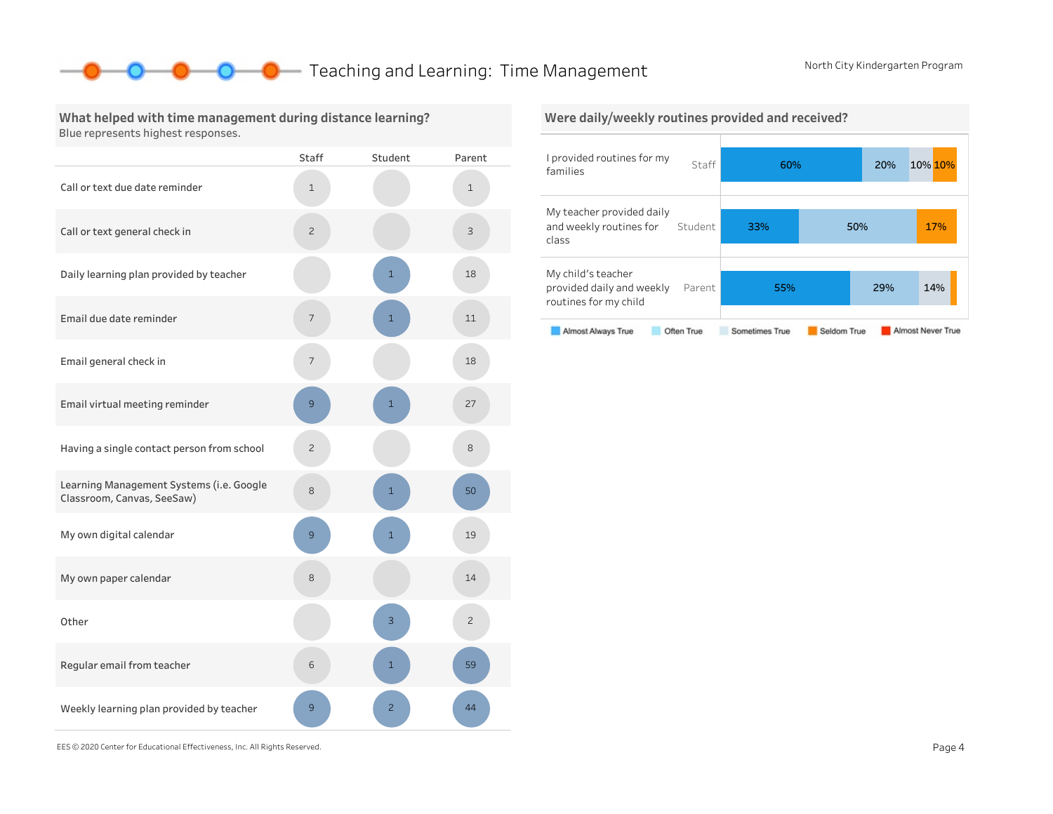# Teaching and Learning: Time Management

North City Kindergarten Program

## What helped with time management during distance learning?

Blue represents highest responses.

| | Staff | Student | Parent |
|---|---|---|---|
| Call or text due date reminder | 1 | | 1 |
| Call or text general check in | 2 | | 3 |
| Daily learning plan provided by teacher | | 1 | 18 |
| Email due date reminder | 7 | 1 | 11 |
| Email general check in | 7 | | 18 |
| Email virtual meeting reminder | 9 | 1 | 27 |
| Having a single contact person from school | 2 | | 8 |
| Learning Management Systems (i.e. Google Classroom, Canvas, SeeSaw) | 8 | 1 | 50 |
| My own digital calendar | 9 | 1 | 19 |
| My own paper calendar | 8 | | 14 |
| Other | | 3 | 2 |
| Regular email from teacher | 6 | 1 | 59 |
| Weekly learning plan provided by teacher | 9 | 2 | 44 |

## Were daily/weekly routines provided and received?

| Statement | Respondent | Almost Always True | Often True | Sometimes True | Seldom True | Almost Never True |
|---|---|---|---|---|---|---|
| I provided routines for my families | Staff | 60% | 20% | 10% | 10% | |
| My teacher provided daily and weekly routines for class | Student | 33% | 50% | | 17% | |
| My child's teacher provided daily and weekly routines for my child | Parent | 55% | 29% | 14% | | |

EES © 2020 Center for Educational Effectiveness, Inc. All Rights Reserved.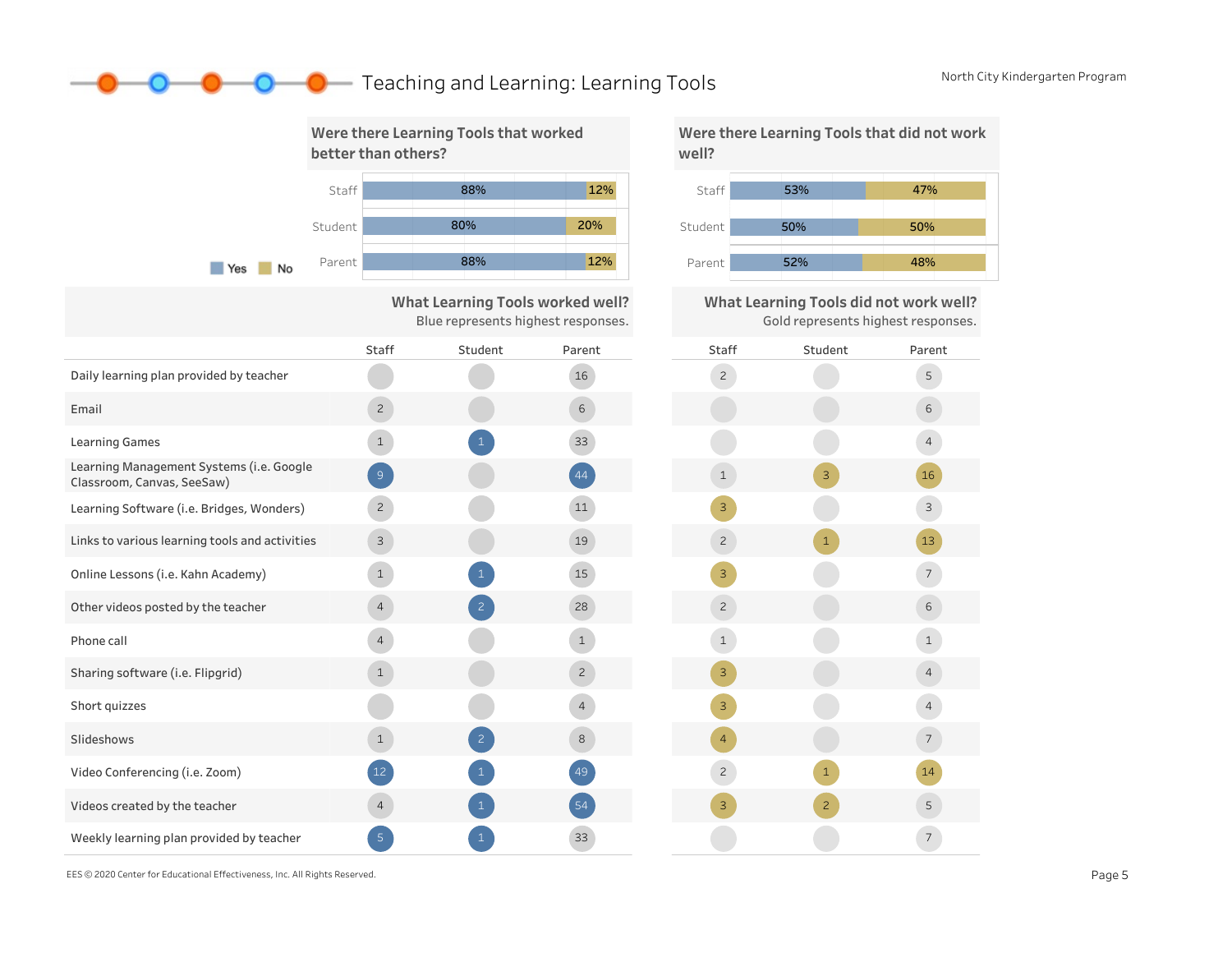# Teaching and Learning: Learning Tools

North City Kindergarten Program

## Were there Learning Tools that worked better than others?

| | Yes | No |
|---|---|---|
| Staff | 88% | 12% |
| Student | 80% | 20% |
| Parent | 88% | 12% |

## Were there Learning Tools that did not work well?

| | Yes | No |
|---|---|---|
| Staff | 53% | 47% |
| Student | 50% | 50% |
| Parent | 52% | 48% |

## What Learning Tools worked well? / What Learning Tools did not work well?

Blue represents highest responses (worked well). Gold represents highest responses (did not work well).

| | Worked well: Staff | Worked well: Student | Worked well: Parent | Did not work well: Staff | Did not work well: Student | Did not work well: Parent |
|---|---|---|---|---|---|---|
| Daily learning plan provided by teacher | | | 16 | 2 | | 5 |
| Email | 2 | | 6 | | | 6 |
| Learning Games | 1 | 1 | 33 | | | 4 |
| Learning Management Systems (i.e. Google Classroom, Canvas, SeeSaw) | 9 | | 44 | 1 | 3 | 16 |
| Learning Software (i.e. Bridges, Wonders) | 2 | | 11 | 3 | | 3 |
| Links to various learning tools and activities | 3 | | 19 | 2 | 1 | 13 |
| Online Lessons (i.e. Kahn Academy) | 1 | 1 | 15 | 3 | | 7 |
| Other videos posted by the teacher | 4 | 2 | 28 | 2 | | 6 |
| Phone call | 4 | | 1 | 1 | | 1 |
| Sharing software (i.e. Flipgrid) | 1 | | 2 | 3 | | 4 |
| Short quizzes | | | 4 | 3 | | 4 |
| Slideshows | 1 | 2 | 8 | 4 | | 7 |
| Video Conferencing (i.e. Zoom) | 12 | 1 | 49 | 2 | 1 | 14 |
| Videos created by the teacher | 4 | 1 | 54 | 3 | 2 | 5 |
| Weekly learning plan provided by teacher | 5 | 1 | 33 | | | 7 |

EES © 2020 Center for Educational Effectiveness, Inc. All Rights Reserved.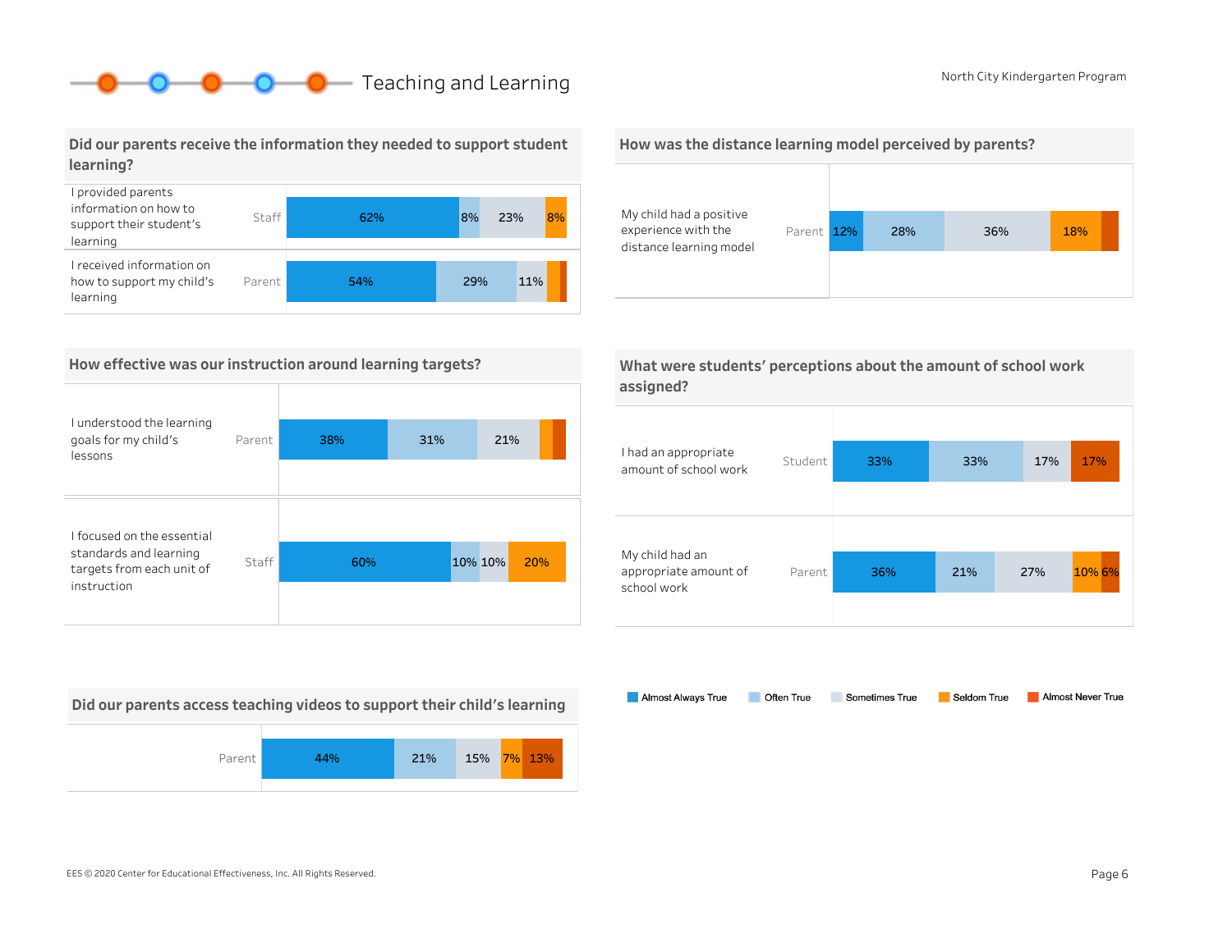# Teaching and Learning

North City Kindergarten Program

## Did our parents receive the information they needed to support student learning?

| Statement | Respondent | Almost Always True | Often True | Sometimes True | Seldom True | Almost Never True |
|---|---|---|---|---|---|---|
| I provided parents information on how to support their student's learning | Staff | 62% | 8% | 23% | 8% | |
| I received information on how to support my child's learning | Parent | 54% | 29% | 11% | | |

## How was the distance learning model perceived by parents?

| Statement | Respondent | Almost Always True | Often True | Sometimes True | Seldom True | Almost Never True |
|---|---|---|---|---|---|---|
| My child had a positive experience with the distance learning model | Parent | 12% | 28% | 36% | 18% | |

## How effective was our instruction around learning targets?

| Statement | Respondent | Almost Always True | Often True | Sometimes True | Seldom True | Almost Never True |
|---|---|---|---|---|---|---|
| I understood the learning goals for my child's lessons | Parent | 38% | 31% | 21% | | |
| I focused on the essential standards and learning targets from each unit of instruction | Staff | 60% | 10% | 10% | 20% | |

## What were students' perceptions about the amount of school work assigned?

| Statement | Respondent | Almost Always True | Often True | Sometimes True | Seldom True | Almost Never True |
|---|---|---|---|---|---|---|
| I had an appropriate amount of school work | Student | 33% | 33% | 17% | | 17% |
| My child had an appropriate amount of school work | Parent | 36% | 21% | 27% | 10% | 6% |

## Did our parents access teaching videos to support their child's learning

| Respondent | Almost Always True | Often True | Sometimes True | Seldom True | Almost Never True |
|---|---|---|---|---|---|
| Parent | 44% | 21% | 15% | 7% | 13% |

Almost Always True | Often True | Sometimes True | Seldom True | Almost Never True

EES © 2020 Center for Educational Effectiveness, Inc. All Rights Reserved.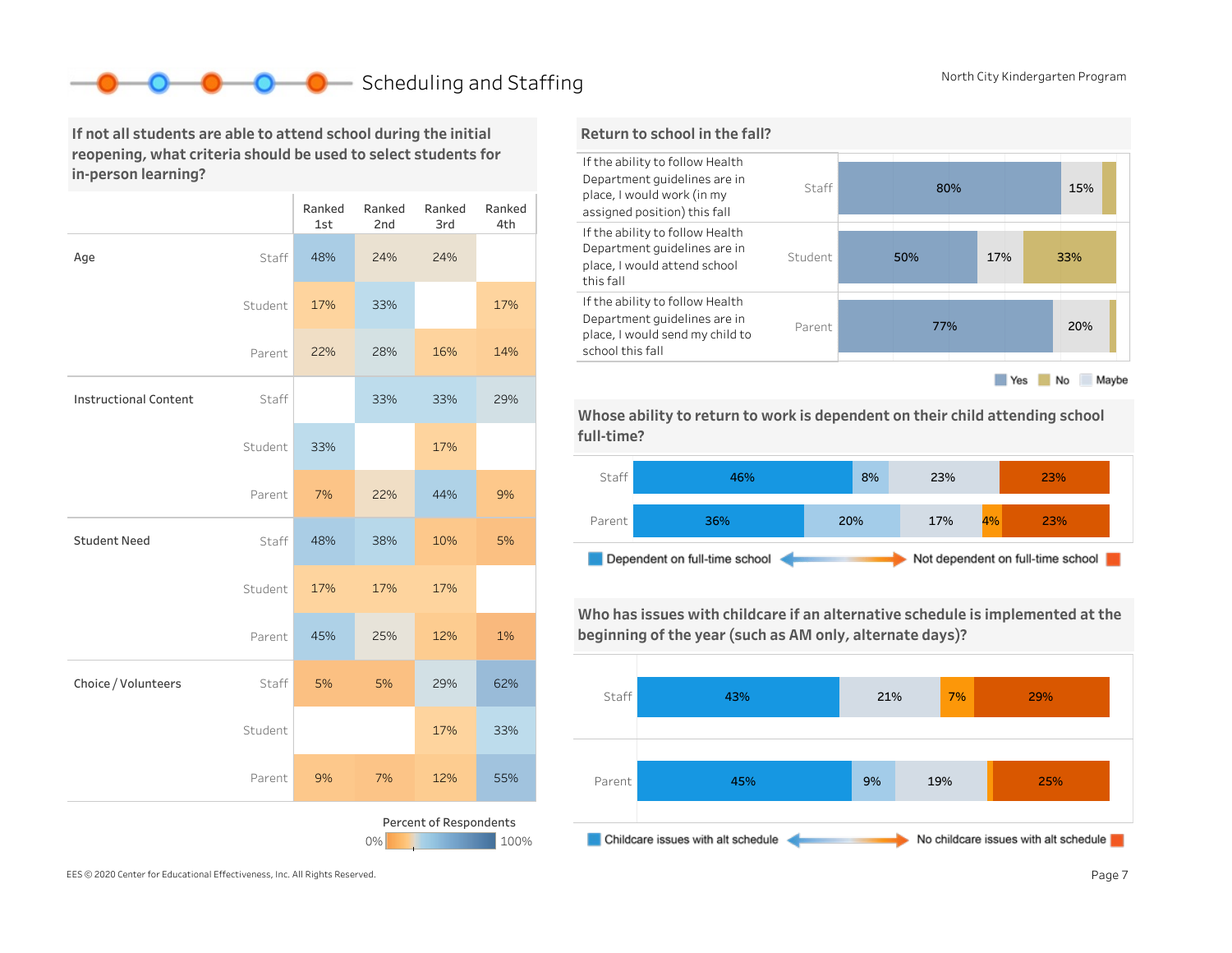## Scheduling and Staffing

### If not all students are able to attend school during the initial reopening, what criteria should be used to select students for in-person learning?

| | | Ranked 1st | Ranked 2nd | Ranked 3rd | Ranked 4th |
|---|---|---|---|---|---|
| Age | Staff | 48% | 24% | 24% | |
| | Student | 17% | 33% | | 17% |
| | Parent | 22% | 28% | 16% | 14% |
| Instructional Content | Staff | | 33% | 33% | 29% |
| | Student | 33% | | 17% | |
| | Parent | 7% | 22% | 44% | 9% |
| Student Need | Staff | 48% | 38% | 10% | 5% |
| | Student | 17% | 17% | 17% | |
| | Parent | 45% | 25% | 12% | 1% |
| Choice / Volunteers | Staff | 5% | 5% | 29% | 62% |
| | Student | | | 17% | 33% |
| | Parent | 9% | 7% | 12% | 55% |

Percent of Respondents: 0% – 100%

### Return to school in the fall?

| Statement | Group | Yes | Maybe | No |
|---|---|---|---|---|
| If the ability to follow Health Department guidelines are in place, I would work (in my assigned position) this fall | Staff | 80% | 15% | |
| If the ability to follow Health Department guidelines are in place, I would attend school this fall | Student | 50% | 17% | 33% |
| If the ability to follow Health Department guidelines are in place, I would send my child to school this fall | Parent | 77% | 20% | |

Yes / No / Maybe

### Whose ability to return to work is dependent on their child attending school full-time?

| Group | Dependent on full-time school | | | | Not dependent on full-time school |
|---|---|---|---|---|---|
| Staff | 46% | 8% | 23% | | 23% |
| Parent | 36% | 20% | 17% | 4% | 23% |

Dependent on full-time school ↔ Not dependent on full-time school

### Who has issues with childcare if an alternative schedule is implemented at the beginning of the year (such as AM only, alternate days)?

| Group | Childcare issues with alt schedule | | | | No childcare issues with alt schedule |
|---|---|---|---|---|---|
| Staff | 43% | | 21% | 7% | 29% |
| Parent | 45% | 9% | 19% | | 25% |

Childcare issues with alt schedule ↔ No childcare issues with alt schedule

EES © 2020 Center for Educational Effectiveness, Inc. All Rights Reserved.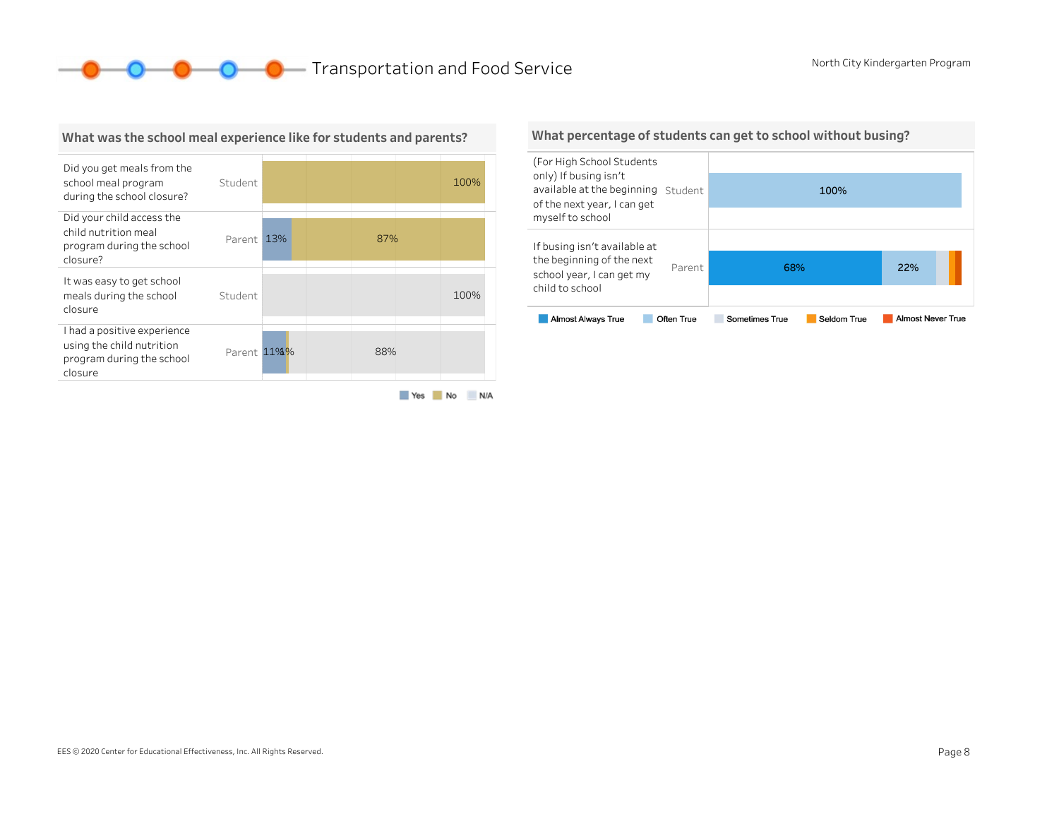# Transportation and Food Service

North City Kindergarten Program

## What was the school meal experience like for students and parents?

| Question | Respondent | Yes | No | N/A |
|---|---|---|---|---|
| Did you get meals from the school meal program during the school closure? | Student | | 100% | |
| Did your child access the child nutrition meal program during the school closure? | Parent | 13% | 87% | |
| It was easy to get school meals during the school closure | Student | | | 100% |
| I had a positive experience using the child nutrition program during the school closure | Parent | 11% | 1% | 88% |

## What percentage of students can get to school without busing?

| Question | Respondent | Almost Always True | Often True | Sometimes True | Seldom True | Almost Never True |
|---|---|---|---|---|---|---|
| (For High School Students only) If busing isn't available at the beginning of the next year, I can get myself to school | Student | | 100% | | | |
| If busing isn't available at the beginning of the next school year, I can get my child to school | Parent | 68% | 22% | | | |

EES © 2020 Center for Educational Effectiveness, Inc. All Rights Reserved.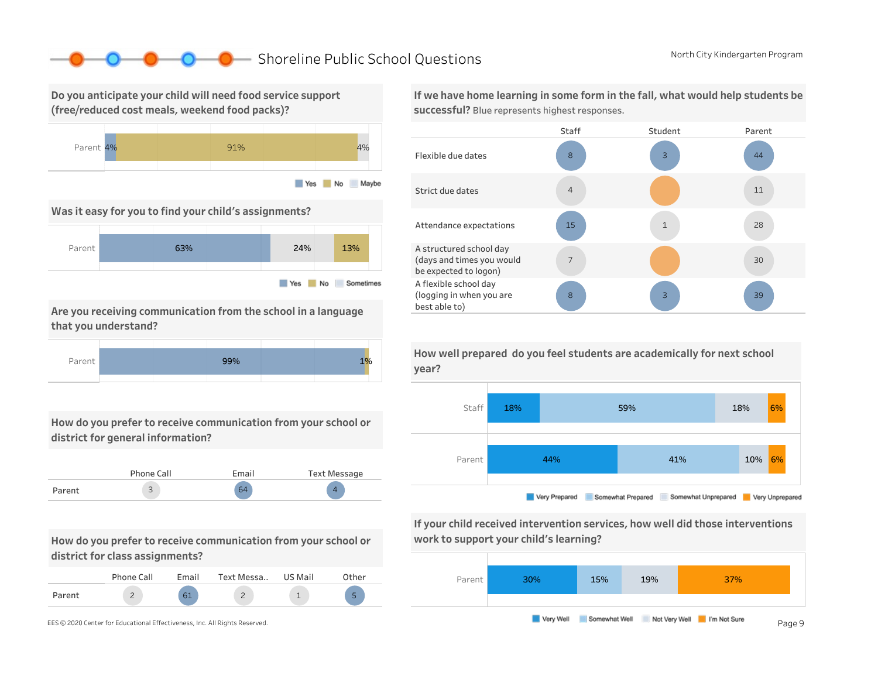# Shoreline Public School Questions

North City Kindergarten Program

## Do you anticipate your child will need food service support (free/reduced cost meals, weekend food packs)?

| | Yes | No | Maybe |
|---|---|---|---|
| Parent | 4% | 91% | 4% |

## Was it easy for you to find your child's assignments?

| | Yes | Sometimes | No |
|---|---|---|---|
| Parent | 63% | 24% | 13% |

## Are you receiving communication from the school in a language that you understand?

| | Yes | No |
|---|---|---|
| Parent | 99% | 1% |

## How do you prefer to receive communication from your school or district for general information?

| | Phone Call | Email | Text Message |
|---|---|---|---|
| Parent | 3 | 64 | 4 |

## How do you prefer to receive communication from your school or district for class assignments?

| | Phone Call | Email | Text Messa.. | US Mail | Other |
|---|---|---|---|---|---|
| Parent | 2 | 61 | 2 | 1 | 5 |

## If we have home learning in some form in the fall, what would help students be successful? Blue represents highest responses.

| | Staff | Student | Parent |
|---|---|---|---|
| Flexible due dates | 8 | 3 | 44 |
| Strict due dates | 4 | | 11 |
| Attendance expectations | 15 | 1 | 28 |
| A structured school day (days and times you would be expected to logon) | 7 | | 30 |
| A flexible school day (logging in when you are best able to) | 8 | 3 | 39 |

## How well prepared do you feel students are academically for next school year?

| | Very Prepared | Somewhat Prepared | Somewhat Unprepared | Very Unprepared |
|---|---|---|---|---|
| Staff | 18% | 59% | 18% | 6% |
| Parent | 44% | 41% | 10% | 6% |

## If your child received intervention services, how well did those interventions work to support your child's learning?

| | Very Well | Somewhat Well | Not Very Well | I'm Not Sure |
|---|---|---|---|---|
| Parent | 30% | 15% | 19% | 37% |

EES © 2020 Center for Educational Effectiveness, Inc. All Rights Reserved.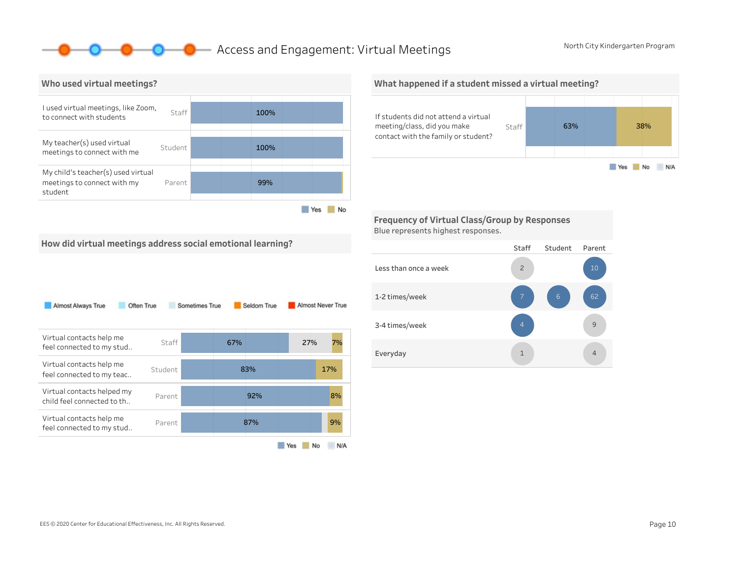# Access and Engagement: Virtual Meetings

North City Kindergarten Program

## Who used virtual meetings?

| Question | Respondent | Yes | No |
|---|---|---|---|
| I used virtual meetings, like Zoom, to connect with students | Staff | 100% | |
| My teacher(s) used virtual meetings to connect with me | Student | 100% | |
| My child's teacher(s) used virtual meetings to connect with my student | Parent | 99% | |

## What happened if a student missed a virtual meeting?

| Question | Respondent | Yes | No | N/A |
|---|---|---|---|---|
| If students did not attend a virtual meeting/class, did you make contact with the family or student? | Staff | 63% | 38% | |

## How did virtual meetings address social emotional learning?

Almost Always True | Often True | Sometimes True | Seldom True | Almost Never True

| Question | Respondent | Yes | N/A | No |
|---|---|---|---|---|
| Virtual contacts help me feel connected to my stud.. | Staff | 67% | 27% | 7% |
| Virtual contacts help me feel connected to my teac.. | Student | 83% | | 17% |
| Virtual contacts helped my child feel connected to th.. | Parent | 92% | | 8% |
| Virtual contacts help me feel connected to my stud.. | Parent | 87% | | 9% |

## Frequency of Virtual Class/Group by Responses

Blue represents highest responses.

| | Staff | Student | Parent |
|---|---|---|---|
| Less than once a week | 2 | | 10 |
| 1-2 times/week | 7 | 6 | 62 |
| 3-4 times/week | 4 | | 9 |
| Everyday | 1 | | 4 |

EES © 2020 Center for Educational Effectiveness, Inc. All Rights Reserved.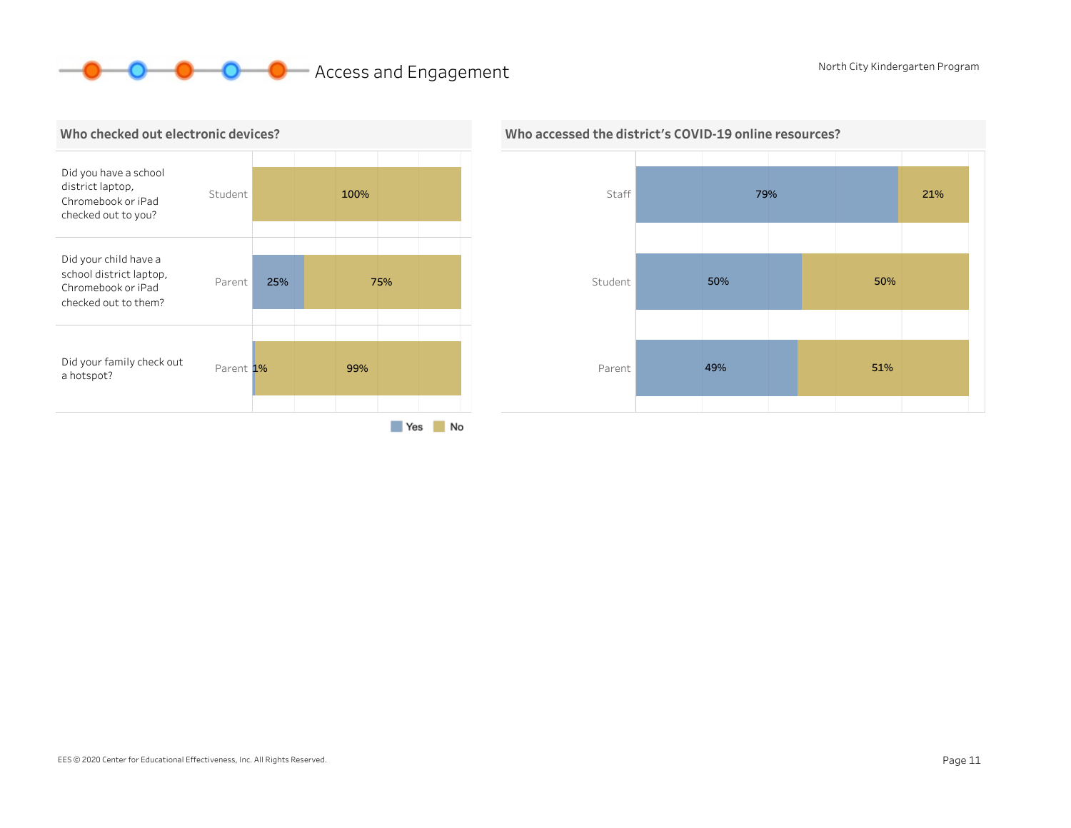# Access and Engagement

North City Kindergarten Program

## Who checked out electronic devices?

| Question | Respondent | Yes | No |
|---|---|---|---|
| Did you have a school district laptop, Chromebook or iPad checked out to you? | Student | | 100% |
| Did your child have a school district laptop, Chromebook or iPad checked out to them? | Parent | 25% | 75% |
| Did your family check out a hotspot? | Parent | 1% | 99% |

## Who accessed the district's COVID-19 online resources?

| Respondent | Yes | No |
|---|---|---|
| Staff | 79% | 21% |
| Student | 50% | 50% |
| Parent | 49% | 51% |

EES © 2020 Center for Educational Effectiveness, Inc. All Rights Reserved.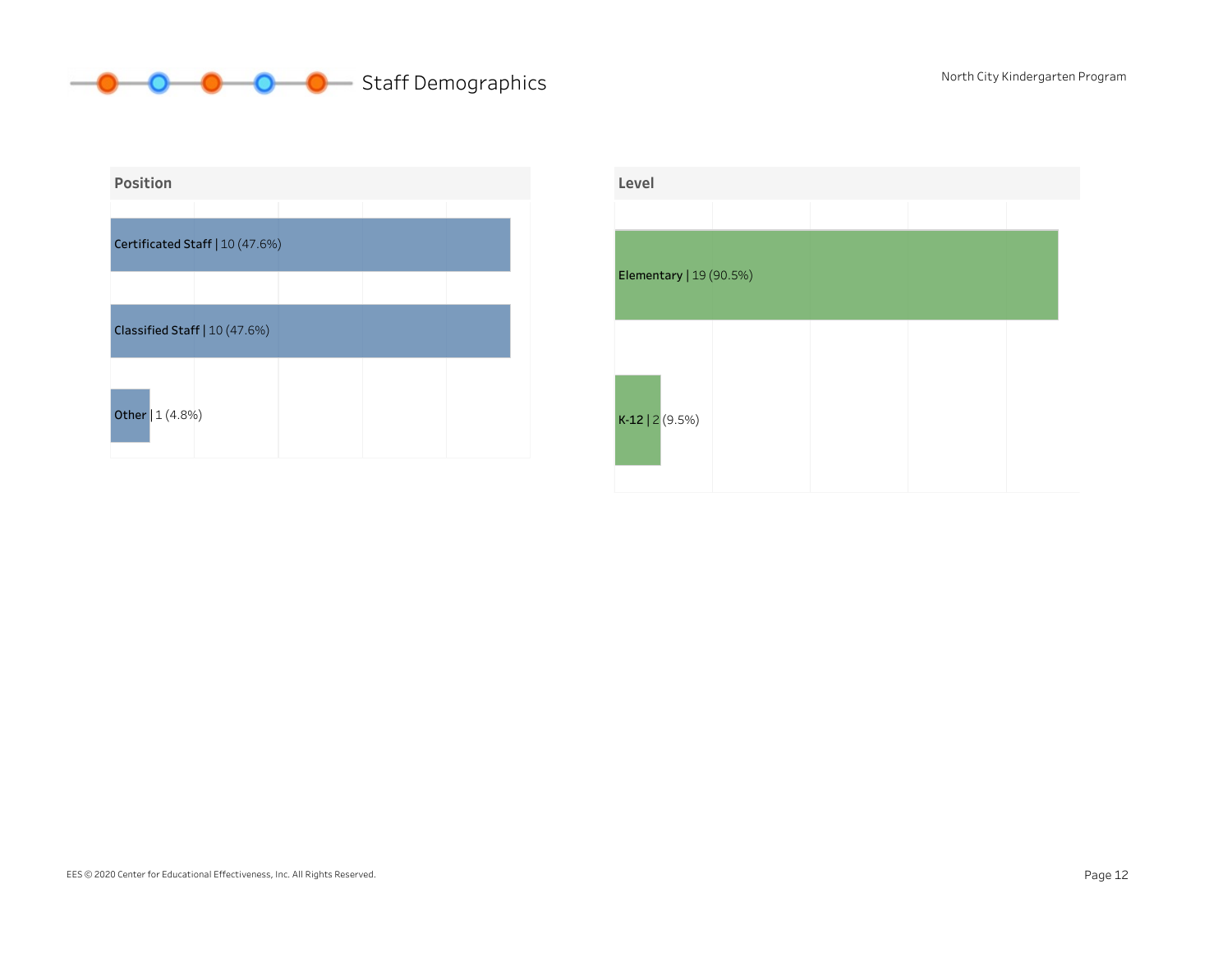# Staff Demographics

## Position

Certificated Staff | 10 (47.6%)

Classified Staff | 10 (47.6%)

Other | 1 (4.8%)

## Level

Elementary | 19 (90.5%)

K-12 | 2 (9.5%)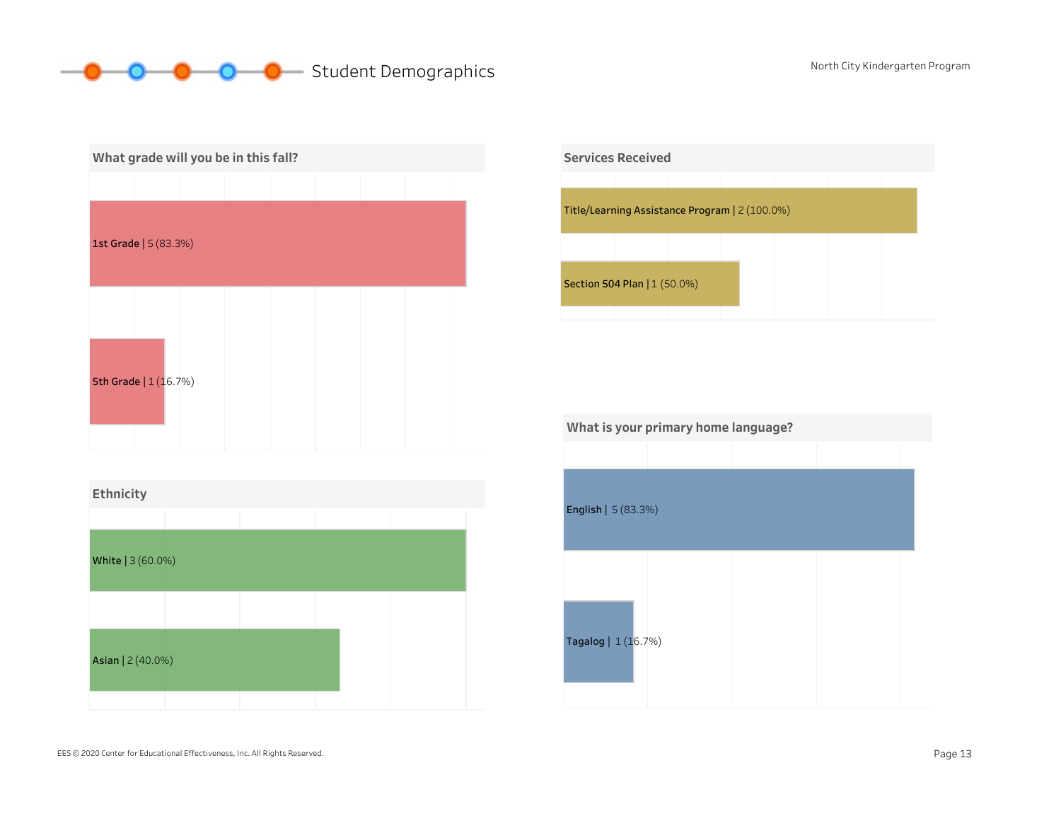# Student Demographics

North City Kindergarten Program

## What grade will you be in this fall?

1st Grade | 5 (83.3%)

5th Grade | 1 (16.7%)

## Services Received

Title/Learning Assistance Program | 2 (100.0%)

Section 504 Plan | 1 (50.0%)

## Ethnicity

White | 3 (60.0%)

Asian | 2 (40.0%)

## What is your primary home language?

English | 5 (83.3%)

Tagalog | 1 (16.7%)

EES © 2020 Center for Educational Effectiveness, Inc. All Rights Reserved.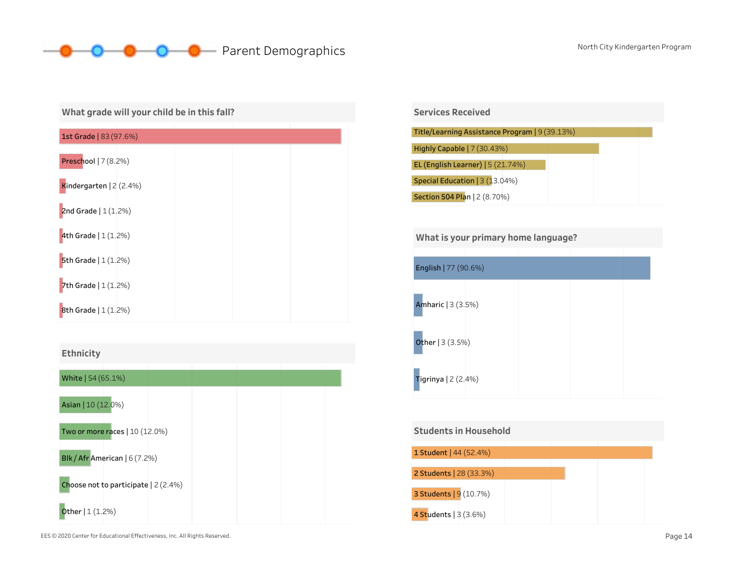# Parent Demographics

North City Kindergarten Program

## What grade will your child be in this fall?

1st Grade | 83 (97.6%)
Preschool | 7 (8.2%)
Kindergarten | 2 (2.4%)
2nd Grade | 1 (1.2%)
4th Grade | 1 (1.2%)
5th Grade | 1 (1.2%)
7th Grade | 1 (1.2%)
8th Grade | 1 (1.2%)

## Ethnicity

White | 54 (65.1%)
Asian | 10 (12.0%)
Two or more races | 10 (12.0%)
Blk / Afr American | 6 (7.2%)
Choose not to participate | 2 (2.4%)
Other | 1 (1.2%)

## Services Received

Title/Learning Assistance Program | 9 (39.13%)
Highly Capable | 7 (30.43%)
EL (English Learner) | 5 (21.74%)
Special Education | 3 (13.04%)
Section 504 Plan | 2 (8.70%)

## What is your primary home language?

English | 77 (90.6%)
Amharic | 3 (3.5%)
Other | 3 (3.5%)
Tigrinya | 2 (2.4%)

## Students in Household

1 Student | 44 (52.4%)
2 Students | 28 (33.3%)
3 Students | 9 (10.7%)
4 Students | 3 (3.6%)

EES © 2020 Center for Educational Effectiveness, Inc. All Rights Reserved.